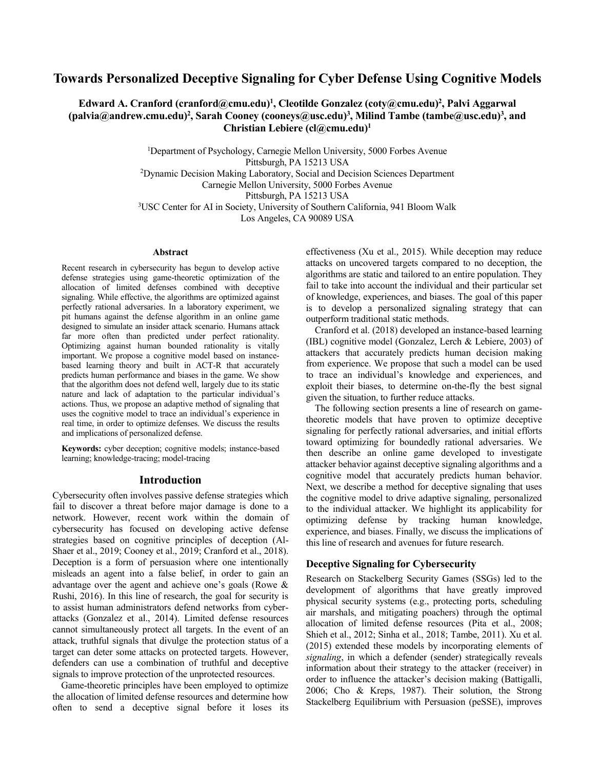# Towards Personalized Deceptive Signaling for Cyber Defense Using Cognitive Models

**Edward A. Cranford (cranford@cmu.edu)[1], Cleotilde Gonzalez (coty@cmu.edu)[2], Palvi Aggarwal (palvia@andrew.cmu.edu)[2], Sarah Cooney (cooneys@usc.edu)[3], Milind Tambe (tambe@usc.edu)[3], and Christian Lebiere (cl@cmu.edu)[1]**

[1]Department of Psychology, Carnegie Mellon University, 5000 Forbes Avenue
Pittsburgh, PA 15213 USA
[2]Dynamic Decision Making Laboratory, Social and Decision Sciences Department
Carnegie Mellon University, 5000 Forbes Avenue
Pittsburgh, PA 15213 USA
[3]USC Center for AI in Society, University of Southern California, 941 Bloom Walk
Los Angeles, CA 90089 USA

## Abstract

Recent research in cybersecurity has begun to develop active defense strategies using game-theoretic optimization of the allocation of limited defenses combined with deceptive signaling. While effective, the algorithms are optimized against perfectly rational adversaries. In a laboratory experiment, we pit humans against the defense algorithm in an online game designed to simulate an insider attack scenario. Humans attack far more often than predicted under perfect rationality. Optimizing against human bounded rationality is vitally important. We propose a cognitive model based on instance-based learning theory and built in ACT-R that accurately predicts human performance and biases in the game. We show that the algorithm does not defend well, largely due to its static nature and lack of adaptation to the particular individual's actions. Thus, we propose an adaptive method of signaling that uses the cognitive model to trace an individual's experience in real time, in order to optimize defenses. We discuss the results and implications of personalized defense.

**Keywords:** cyber deception; cognitive models; instance-based learning; knowledge-tracing; model-tracing

## Introduction

Cybersecurity often involves passive defense strategies which fail to discover a threat before major damage is done to a network. However, recent work within the domain of cybersecurity has focused on developing active defense strategies based on cognitive principles of deception (Al-Shaer et al., 2019; Cooney et al., 2019; Cranford et al., 2018). Deception is a form of persuasion where one intentionally misleads an agent into a false belief, in order to gain an advantage over the agent and achieve one's goals (Rowe & Rushi, 2016). In this line of research, the goal for security is to assist human administrators defend networks from cyber-attacks (Gonzalez et al., 2014). Limited defense resources cannot simultaneously protect all targets. In the event of an attack, truthful signals that divulge the protection status of a target can deter some attacks on protected targets. However, defenders can use a combination of truthful and deceptive signals to improve protection of the unprotected resources.

Game-theoretic principles have been employed to optimize the allocation of limited defense resources and determine how often to send a deceptive signal before it loses its effectiveness (Xu et al., 2015). While deception may reduce attacks on uncovered targets compared to no deception, the algorithms are static and tailored to an entire population. They fail to take into account the individual and their particular set of knowledge, experiences, and biases. The goal of this paper is to develop a personalized signaling strategy that can outperform traditional static methods.

Cranford et al. (2018) developed an instance-based learning (IBL) cognitive model (Gonzalez, Lerch & Lebiere, 2003) of attackers that accurately predicts human decision making from experience. We propose that such a model can be used to trace an individual's knowledge and experiences, and exploit their biases, to determine on-the-fly the best signal given the situation, to further reduce attacks.

The following section presents a line of research on game-theoretic models that have proven to optimize deceptive signaling for perfectly rational adversaries, and initial efforts toward optimizing for boundedly rational adversaries. We then describe an online game developed to investigate attacker behavior against deceptive signaling algorithms and a cognitive model that accurately predicts human behavior. Next, we describe a method for deceptive signaling that uses the cognitive model to drive adaptive signaling, personalized to the individual attacker. We highlight its applicability for optimizing defense by tracking human knowledge, experience, and biases. Finally, we discuss the implications of this line of research and avenues for future research.

### Deceptive Signaling for Cybersecurity

Research on Stackelberg Security Games (SSGs) led to the development of algorithms that have greatly improved physical security systems (e.g., protecting ports, scheduling air marshals, and mitigating poachers) through the optimal allocation of limited defense resources (Pita et al., 2008; Shieh et al., 2012; Sinha et al., 2018; Tambe, 2011). Xu et al. (2015) extended these models by incorporating elements of *signaling*, in which a defender (sender) strategically reveals information about their strategy to the attacker (receiver) in order to influence the attacker's decision making (Battigalli, 2006; Cho & Kreps, 1987). Their solution, the Strong Stackelberg Equilibrium with Persuasion (peSSE), improves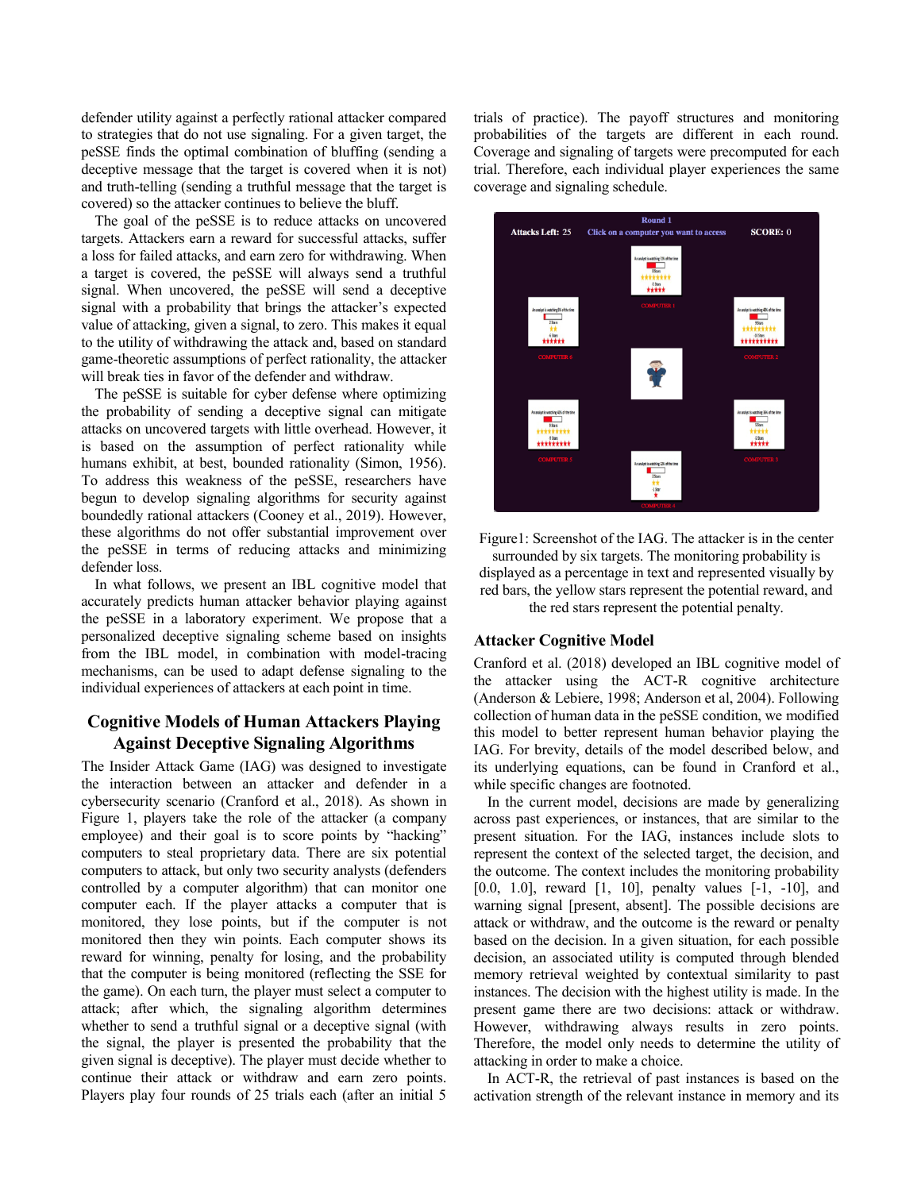defender utility against a perfectly rational attacker compared to strategies that do not use signaling. For a given target, the peSSE finds the optimal combination of bluffing (sending a deceptive message that the target is covered when it is not) and truth-telling (sending a truthful message that the target is covered) so the attacker continues to believe the bluff.

The goal of the peSSE is to reduce attacks on uncovered targets. Attackers earn a reward for successful attacks, suffer a loss for failed attacks, and earn zero for withdrawing. When a target is covered, the peSSE will always send a truthful signal. When uncovered, the peSSE will send a deceptive signal with a probability that brings the attacker's expected value of attacking, given a signal, to zero. This makes it equal to the utility of withdrawing the attack and, based on standard game-theoretic assumptions of perfect rationality, the attacker will break ties in favor of the defender and withdraw.

The peSSE is suitable for cyber defense where optimizing the probability of sending a deceptive signal can mitigate attacks on uncovered targets with little overhead. However, it is based on the assumption of perfect rationality while humans exhibit, at best, bounded rationality (Simon, 1956). To address this weakness of the peSSE, researchers have begun to develop signaling algorithms for security against boundedly rational attackers (Cooney et al., 2019). However, these algorithms do not offer substantial improvement over the peSSE in terms of reducing attacks and minimizing defender loss.

In what follows, we present an IBL cognitive model that accurately predicts human attacker behavior playing against the peSSE in a laboratory experiment. We propose that a personalized deceptive signaling scheme based on insights from the IBL model, in combination with model-tracing mechanisms, can be used to adapt deceptive signaling to the individual experiences of attackers at each point in time.

## Cognitive Models of Human Attackers Playing Against Deceptive Signaling Algorithms

The Insider Attack Game (IAG) was designed to investigate the interaction between an attacker and defender in a cybersecurity scenario (Cranford et al., 2018). As shown in Figure 1, players take the role of the attacker (a company employee) and their goal is to score points by "hacking" computers to steal proprietary data. There are six potential computers to attack, but only two security analysts (defenders controlled by a computer algorithm) that can monitor one computer each. If the player attacks a computer that is monitored, they lose points, but if the computer is not monitored then they win points. Each computer shows its reward for winning, penalty for losing, and the probability that the computer is being monitored (reflecting the SSE for the game). On each turn, the player must select a computer to attack; after which, the signaling algorithm determines whether to send a truthful signal or a deceptive signal (with the signal, the player is presented the probability that the given signal is deceptive). The player must decide whether to continue their attack or withdraw and earn zero points. Players play four rounds of 25 trials each (after an initial 5 trials of practice). The payoff structures and monitoring probabilities of the targets are different in each round. Coverage and signaling of targets were precomputed for each trial. Therefore, each individual player experiences the same coverage and signaling schedule.

Figure1: Screenshot of the IAG. The attacker is in the center surrounded by six targets. The monitoring probability is displayed as a percentage in text and represented visually by red bars, the yellow stars represent the potential reward, and the red stars represent the potential penalty.

## Attacker Cognitive Model

Cranford et al. (2018) developed an IBL cognitive model of the attacker using the ACT-R cognitive architecture (Anderson & Lebiere, 1998; Anderson et al, 2004). Following collection of human data in the peSSE condition, we modified this model to better represent human behavior playing the IAG. For brevity, details of the model described below, and its underlying equations, can be found in Cranford et al., while specific changes are footnoted.

In the current model, decisions are made by generalizing across past experiences, or instances, that are similar to the present situation. For the IAG, instances include slots to represent the context of the selected target, the decision, and the outcome. The context includes the monitoring probability [0.0, 1.0], reward [1, 10], penalty values [-1, -10], and warning signal [present, absent]. The possible decisions are attack or withdraw, and the outcome is the reward or penalty based on the decision. In a given situation, for each possible decision, an associated utility is computed through blended memory retrieval weighted by contextual similarity to past instances. The decision with the highest utility is made. In the present game there are two decisions: attack or withdraw. However, withdrawing always results in zero points. Therefore, the model only needs to determine the utility of attacking in order to make a choice.

In ACT-R, the retrieval of past instances is based on the activation strength of the relevant instance in memory and its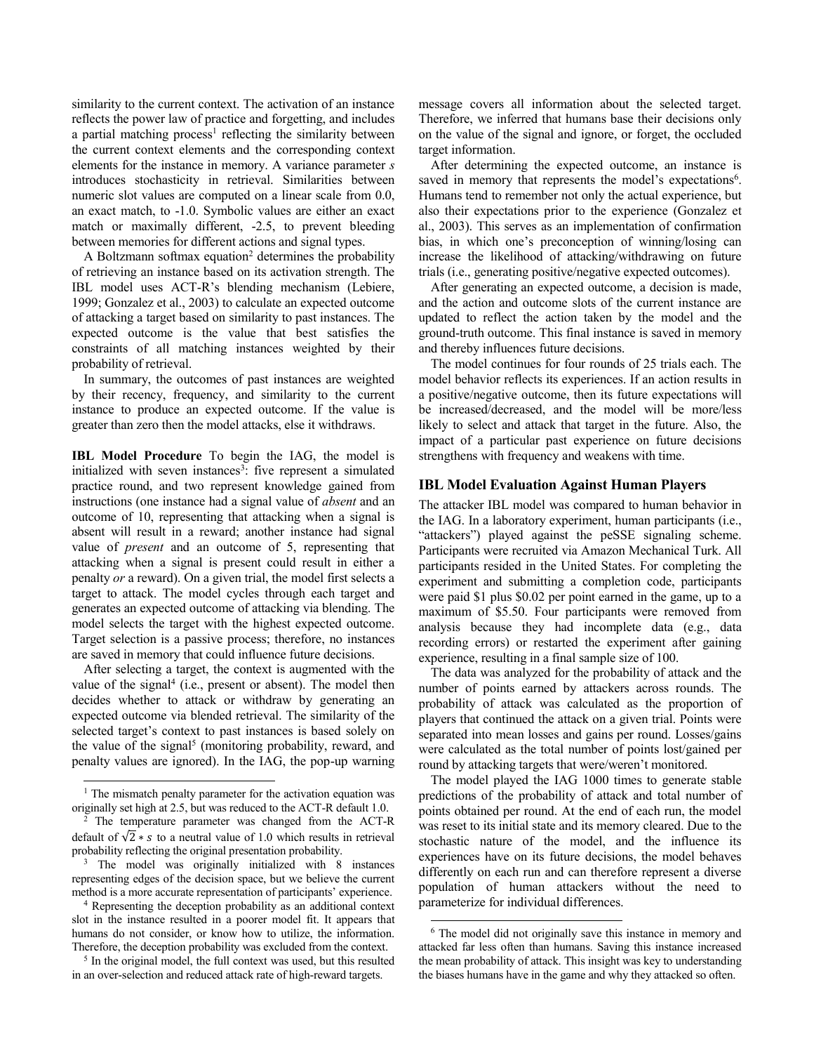similarity to the current context. The activation of an instance reflects the power law of practice and forgetting, and includes a partial matching process[1] reflecting the similarity between the current context elements and the corresponding context elements for the instance in memory. A variance parameter *s* introduces stochasticity in retrieval. Similarities between numeric slot values are computed on a linear scale from 0.0, an exact match, to -1.0. Symbolic values are either an exact match or maximally different, -2.5, to prevent bleeding between memories for different actions and signal types.

A Boltzmann softmax equation[2] determines the probability of retrieving an instance based on its activation strength. The IBL model uses ACT-R's blending mechanism (Lebiere, 1999; Gonzalez et al., 2003) to calculate an expected outcome of attacking a target based on similarity to past instances. The expected outcome is the value that best satisfies the constraints of all matching instances weighted by their probability of retrieval.

In summary, the outcomes of past instances are weighted by their recency, frequency, and similarity to the current instance to produce an expected outcome. If the value is greater than zero then the model attacks, else it withdraws.

**IBL Model Procedure** To begin the IAG, the model is initialized with seven instances[3]: five represent a simulated practice round, and two represent knowledge gained from instructions (one instance had a signal value of *absent* and an outcome of 10, representing that attacking when a signal is absent will result in a reward; another instance had signal value of *present* and an outcome of 5, representing that attacking when a signal is present could result in either a penalty *or* a reward). On a given trial, the model first selects a target to attack. The model cycles through each target and generates an expected outcome of attacking via blending. The model selects the target with the highest expected outcome. Target selection is a passive process; therefore, no instances are saved in memory that could influence future decisions.

After selecting a target, the context is augmented with the value of the signal[4] (i.e., present or absent). The model then decides whether to attack or withdraw by generating an expected outcome via blended retrieval. The similarity of the selected target's context to past instances is based solely on the value of the signal[5] (monitoring probability, reward, and penalty values are ignored). In the IAG, the pop-up warning message covers all information about the selected target. Therefore, we inferred that humans base their decisions only on the value of the signal and ignore, or forget, the occluded target information.

After determining the expected outcome, an instance is saved in memory that represents the model's expectations[6]. Humans tend to remember not only the actual experience, but also their expectations prior to the experience (Gonzalez et al., 2003). This serves as an implementation of confirmation bias, in which one's preconception of winning/losing can increase the likelihood of attacking/withdrawing on future trials (i.e., generating positive/negative expected outcomes).

After generating an expected outcome, a decision is made, and the action and outcome slots of the current instance are updated to reflect the action taken by the model and the ground-truth outcome. This final instance is saved in memory and thereby influences future decisions.

The model continues for four rounds of 25 trials each. The model behavior reflects its experiences. If an action results in a positive/negative outcome, then its future expectations will be increased/decreased, and the model will be more/less likely to select and attack that target in the future. Also, the impact of a particular past experience on future decisions strengthens with frequency and weakens with time.

## IBL Model Evaluation Against Human Players

The attacker IBL model was compared to human behavior in the IAG. In a laboratory experiment, human participants (i.e., "attackers") played against the peSSE signaling scheme. Participants were recruited via Amazon Mechanical Turk. All participants resided in the United States. For completing the experiment and submitting a completion code, participants were paid $1 plus $0.02 per point earned in the game, up to a maximum of $5.50. Four participants were removed from analysis because they had incomplete data (e.g., data recording errors) or restarted the experiment after gaining experience, resulting in a final sample size of 100.

The data was analyzed for the probability of attack and the number of points earned by attackers across rounds. The probability of attack was calculated as the proportion of players that continued the attack on a given trial. Points were separated into mean losses and gains per round. Losses/gains were calculated as the total number of points lost/gained per round by attacking targets that were/weren't monitored.

The model played the IAG 1000 times to generate stable predictions of the probability of attack and total number of points obtained per round. At the end of each run, the model was reset to its initial state and its memory cleared. Due to the stochastic nature of the model, and the influence its experiences have on its future decisions, the model behaves differently on each run and can therefore represent a diverse population of human attackers without the need to parameterize for individual differences.

---

[1] The mismatch penalty parameter for the activation equation was originally set high at 2.5, but was reduced to the ACT-R default 1.0.

[2] The temperature parameter was changed from the ACT-R default of $\sqrt{2} * s$ to a neutral value of 1.0 which results in retrieval probability reflecting the original presentation probability.

[3] The model was originally initialized with 8 instances representing edges of the decision space, but we believe the current method is a more accurate representation of participants' experience.

[4] Representing the deception probability as an additional context slot in the instance resulted in a poorer model fit. It appears that humans do not consider, or know how to utilize, the information. Therefore, the deception probability was excluded from the context.

[5] In the original model, the full context was used, but this resulted in an over-selection and reduced attack rate of high-reward targets.

[6] The model did not originally save this instance in memory and attacked far less often than humans. Saving this instance increased the mean probability of attack. This insight was key to understanding the biases humans have in the game and why they attacked so often.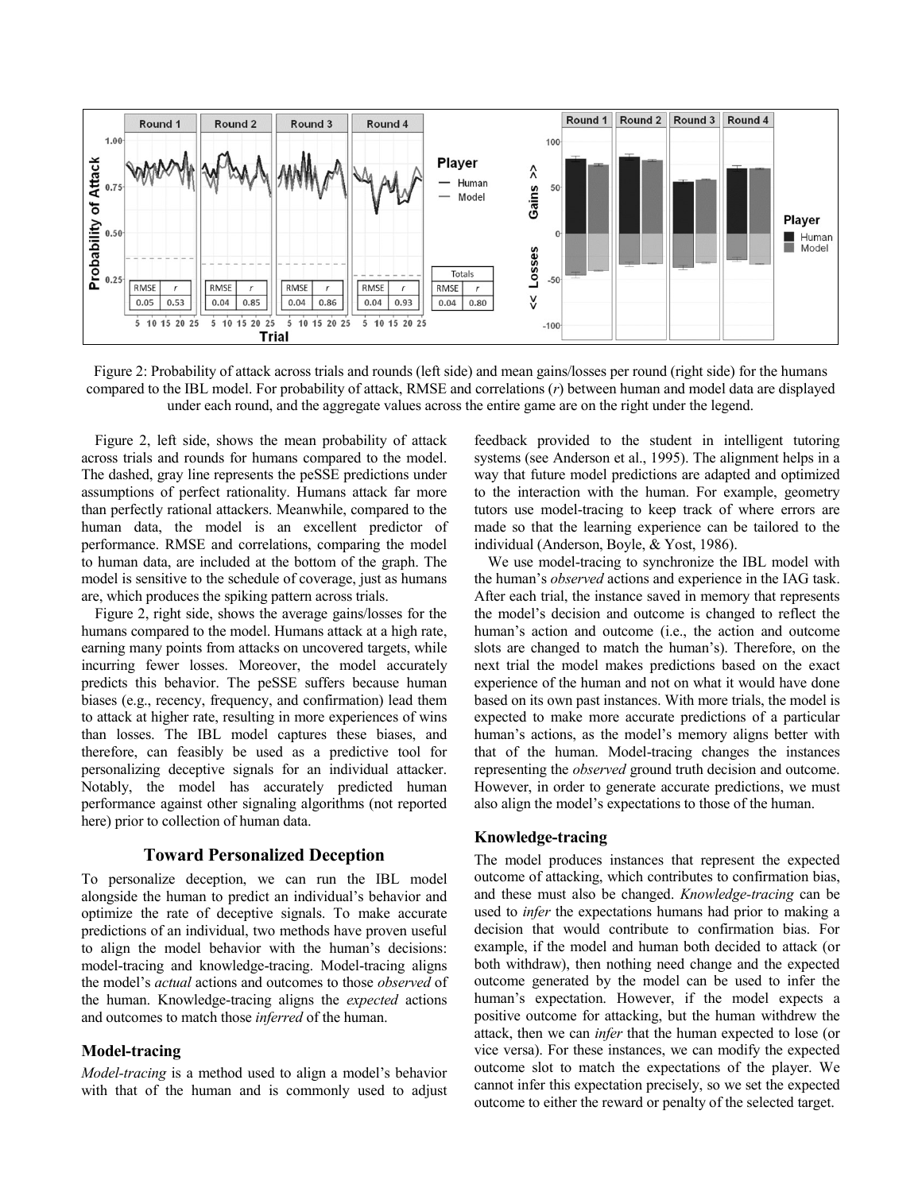Figure 2: Probability of attack across trials and rounds (left side) and mean gains/losses per round (right side) for the humans compared to the IBL model. For probability of attack, RMSE and correlations ($r$) between human and model data are displayed under each round, and the aggregate values across the entire game are on the right under the legend.

Figure 2, left side, shows the mean probability of attack across trials and rounds for humans compared to the model. The dashed, gray line represents the peSSE predictions under assumptions of perfect rationality. Humans attack far more than perfectly rational attackers. Meanwhile, compared to the human data, the model is an excellent predictor of performance. RMSE and correlations, comparing the model to human data, are included at the bottom of the graph. The model is sensitive to the schedule of coverage, just as humans are, which produces the spiking pattern across trials.

Figure 2, right side, shows the average gains/losses for the humans compared to the model. Humans attack at a high rate, earning many points from attacks on uncovered targets, while incurring fewer losses. Moreover, the model accurately predicts this behavior. The peSSE suffers because human biases (e.g., recency, frequency, and confirmation) lead them to attack at higher rate, resulting in more experiences of wins than losses. The IBL model captures these biases, and therefore, can feasibly be used as a predictive tool for personalizing deceptive signals for an individual attacker. Notably, the model has accurately predicted human performance against other signaling algorithms (not reported here) prior to collection of human data.

## Toward Personalized Deception

To personalize deception, we can run the IBL model alongside the human to predict an individual's behavior and optimize the rate of deceptive signals. To make accurate predictions of an individual, two methods have proven useful to align the model behavior with the human's decisions: model-tracing and knowledge-tracing. Model-tracing aligns the model's *actual* actions and outcomes to those *observed* of the human. Knowledge-tracing aligns the *expected* actions and outcomes to match those *inferred* of the human.

### Model-tracing

*Model-tracing* is a method used to align a model's behavior with that of the human and is commonly used to adjust feedback provided to the student in intelligent tutoring systems (see Anderson et al., 1995). The alignment helps in a way that future model predictions are adapted and optimized to the interaction with the human. For example, geometry tutors use model-tracing to keep track of where errors are made so that the learning experience can be tailored to the individual (Anderson, Boyle, & Yost, 1986).

We use model-tracing to synchronize the IBL model with the human's *observed* actions and experience in the IAG task. After each trial, the instance saved in memory that represents the model's decision and outcome is changed to reflect the human's action and outcome (i.e., the action and outcome slots are changed to match the human's). Therefore, on the next trial the model makes predictions based on the exact experience of the human and not on what it would have done based on its own past instances. With more trials, the model is expected to make more accurate predictions of a particular human's actions, as the model's memory aligns better with that of the human. Model-tracing changes the instances representing the *observed* ground truth decision and outcome. However, in order to generate accurate predictions, we must also align the model's expectations to those of the human.

### Knowledge-tracing

The model produces instances that represent the expected outcome of attacking, which contributes to confirmation bias, and these must also be changed. *Knowledge-tracing* can be used to *infer* the expectations humans had prior to making a decision that would contribute to confirmation bias. For example, if the model and human both decided to attack (or both withdraw), then nothing need change and the expected outcome generated by the model can be used to infer the human's expectation. However, if the model expects a positive outcome for attacking, but the human withdrew the attack, then we can *infer* that the human expected to lose (or vice versa). For these instances, we can modify the expected outcome slot to match the expectations of the player. We cannot infer this expectation precisely, so we set the expected outcome to either the reward or penalty of the selected target.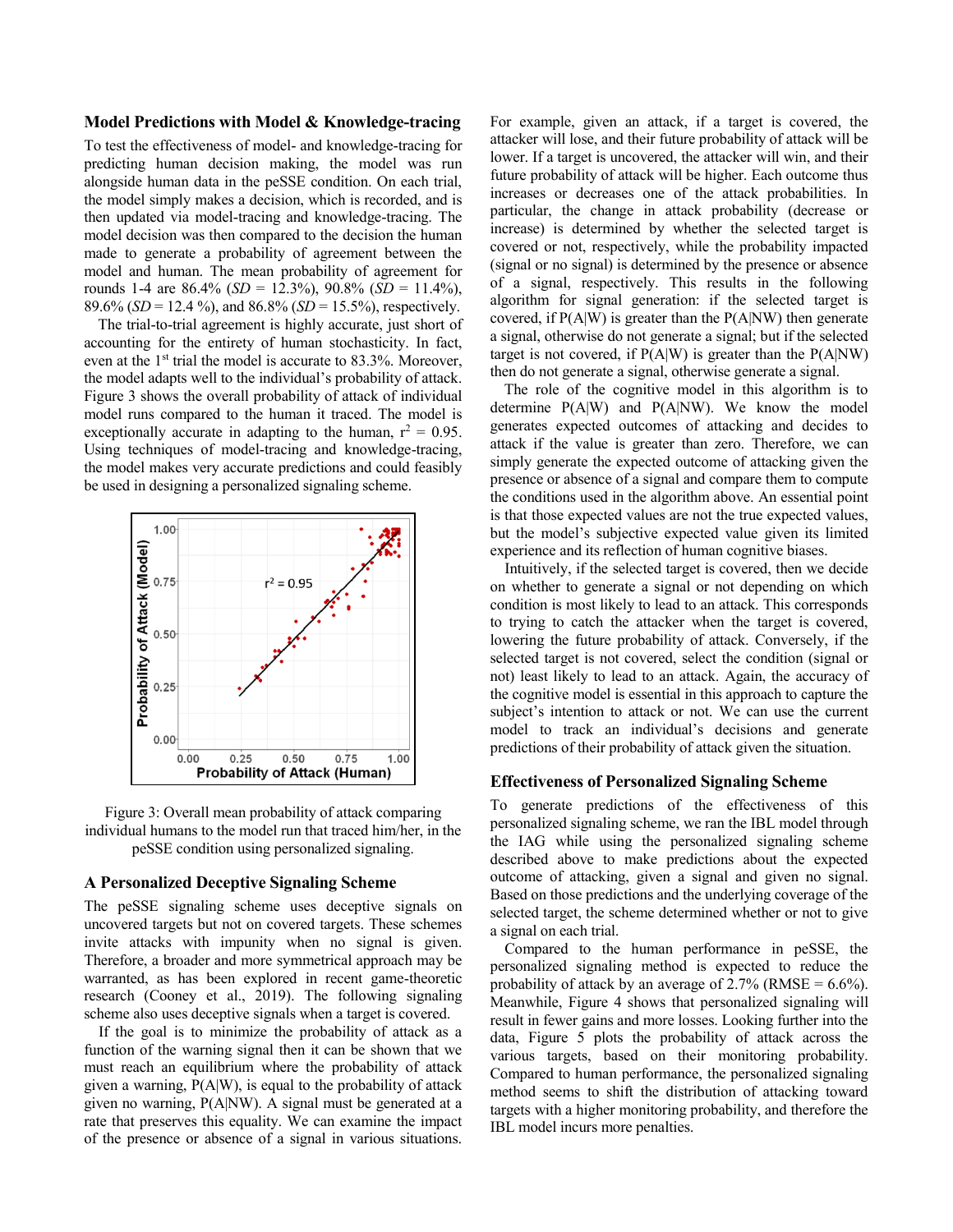### Model Predictions with Model & Knowledge-tracing

To test the effectiveness of model- and knowledge-tracing for predicting human decision making, the model was run alongside human data in the peSSE condition. On each trial, the model simply makes a decision, which is recorded, and is then updated via model-tracing and knowledge-tracing. The model decision was then compared to the decision the human made to generate a probability of agreement between the model and human. The mean probability of agreement for rounds 1-4 are 86.4% (*SD* = 12.3%), 90.8% (*SD* = 11.4%), 89.6% (*SD* = 12.4 %), and 86.8% (*SD* = 15.5%), respectively.

The trial-to-trial agreement is highly accurate, just short of accounting for the entirety of human stochasticity. In fact, even at the 1st trial the model is accurate to 83.3%. Moreover, the model adapts well to the individual's probability of attack. Figure 3 shows the overall probability of attack of individual model runs compared to the human it traced. The model is exceptionally accurate in adapting to the human, $r^2 = 0.95$. Using techniques of model-tracing and knowledge-tracing, the model makes very accurate predictions and could feasibly be used in designing a personalized signaling scheme.

Figure 3: Overall mean probability of attack comparing individual humans to the model run that traced him/her, in the peSSE condition using personalized signaling.

### A Personalized Deceptive Signaling Scheme

The peSSE signaling scheme uses deceptive signals on uncovered targets but not on covered targets. These schemes invite attacks with impunity when no signal is given. Therefore, a broader and more symmetrical approach may be warranted, as has been explored in recent game-theoretic research (Cooney et al., 2019). The following signaling scheme also uses deceptive signals when a target is covered.

If the goal is to minimize the probability of attack as a function of the warning signal then it can be shown that we must reach an equilibrium where the probability of attack given a warning, P(A|W), is equal to the probability of attack given no warning, P(A|NW). A signal must be generated at a rate that preserves this equality. We can examine the impact of the presence or absence of a signal in various situations. For example, given an attack, if a target is covered, the attacker will lose, and their future probability of attack will be lower. If a target is uncovered, the attacker will win, and their future probability of attack will be higher. Each outcome thus increases or decreases one of the attack probabilities. In particular, the change in attack probability (decrease or increase) is determined by whether the selected target is covered or not, respectively, while the probability impacted (signal or no signal) is determined by the presence or absence of a signal, respectively. This results in the following algorithm for signal generation: if the selected target is covered, if P(A|W) is greater than the P(A|NW) then generate a signal, otherwise do not generate a signal; but if the selected target is not covered, if P(A|W) is greater than the P(A|NW) then do not generate a signal, otherwise generate a signal.

The role of the cognitive model in this algorithm is to determine P(A|W) and P(A|NW). We know the model generates expected outcomes of attacking and decides to attack if the value is greater than zero. Therefore, we can simply generate the expected outcome of attacking given the presence or absence of a signal and compare them to compute the conditions used in the algorithm above. An essential point is that those expected values are not the true expected values, but the model's subjective expected value given its limited experience and its reflection of human cognitive biases.

Intuitively, if the selected target is covered, then we decide on whether to generate a signal or not depending on which condition is most likely to lead to an attack. This corresponds to trying to catch the attacker when the target is covered, lowering the future probability of attack. Conversely, if the selected target is not covered, select the condition (signal or not) least likely to lead to an attack. Again, the accuracy of the cognitive model is essential in this approach to capture the subject's intention to attack or not. We can use the current model to track an individual's decisions and generate predictions of their probability of attack given the situation.

### Effectiveness of Personalized Signaling Scheme

To generate predictions of the effectiveness of this personalized signaling scheme, we ran the IBL model through the IAG while using the personalized signaling scheme described above to make predictions about the expected outcome of attacking, given a signal and given no signal. Based on those predictions and the underlying coverage of the selected target, the scheme determined whether or not to give a signal on each trial.

Compared to the human performance in peSSE, the personalized signaling method is expected to reduce the probability of attack by an average of 2.7% (RMSE = 6.6%). Meanwhile, Figure 4 shows that personalized signaling will result in fewer gains and more losses. Looking further into the data, Figure 5 plots the probability of attack across the various targets, based on their monitoring probability. Compared to human performance, the personalized signaling method seems to shift the distribution of attacking toward targets with a higher monitoring probability, and therefore the IBL model incurs more penalties.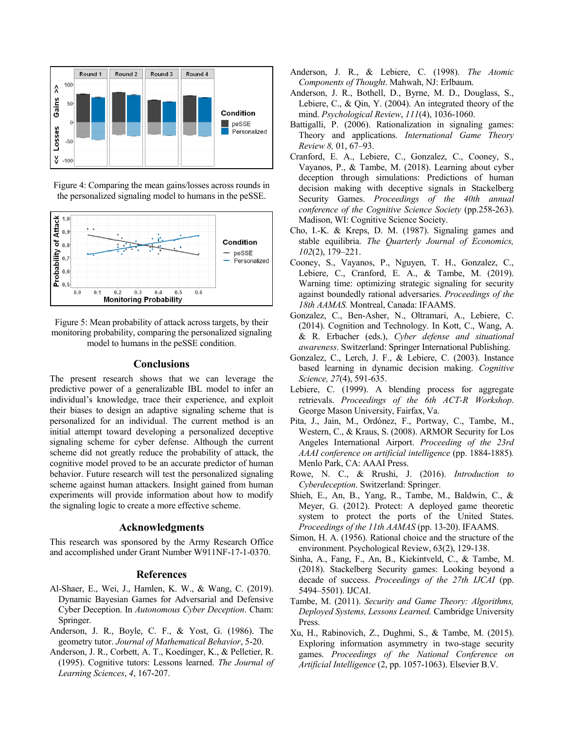Round 1
Round 2
Round 3
Round 4

<< Losses    Gains >>

100
50
0
-50
-100

Condition
peSSE
Personalized

Figure 4: Comparing the mean gains/losses across rounds in the personalized signaling model to humans in the peSSE.

Probability of Attack

1.0
0.9
0.8
0.7
0.6
0.5

0.0 0.1 0.2 0.3 0.4 0.5 0.6

Monitoring Probability

Condition
peSSE
Personalized

Figure 5: Mean probability of attack across targets, by their monitoring probability, comparing the personalized signaling model to humans in the peSSE condition.

## Conclusions

The present research shows that we can leverage the predictive power of a generalizable IBL model to infer an individual's knowledge, trace their experience, and exploit their biases to design an adaptive signaling scheme that is personalized for an individual. The current method is an initial attempt toward developing a personalized deceptive signaling scheme for cyber defense. Although the current scheme did not greatly reduce the probability of attack, the cognitive model proved to be an accurate predictor of human behavior. Future research will test the personalized signaling scheme against human attackers. Insight gained from human experiments will provide information about how to modify the signaling logic to create a more effective scheme.

## Acknowledgments

This research was sponsored by the Army Research Office and accomplished under Grant Number W911NF-17-1-0370.

## References

Al-Shaer, E., Wei, J., Hamlen, K. W., & Wang, C. (2019). Dynamic Bayesian Games for Adversarial and Defensive Cyber Deception. In *Autonomous Cyber Deception*. Cham: Springer.

Anderson, J. R., Boyle, C. F., & Yost, G. (1986). The geometry tutor. *Journal of Mathematical Behavior*, 5-20.

Anderson, J. R., Corbett, A. T., Koedinger, K., & Pelletier, R. (1995). Cognitive tutors: Lessons learned. *The Journal of Learning Sciences*, *4*, 167-207.

Anderson, J. R., & Lebiere, C. (1998). *The Atomic Components of Thought*. Mahwah, NJ: Erlbaum.

Anderson, J. R., Bothell, D., Byrne, M. D., Douglass, S., Lebiere, C., & Qin, Y. (2004). An integrated theory of the mind. *Psychological Review*, *111*(4), 1036-1060.

Battigalli, P. (2006). Rationalization in signaling games: Theory and applications. *International Game Theory Review 8,* 01, 67–93.

Cranford, E. A., Lebiere, C., Gonzalez, C., Cooney, S., Vayanos, P., & Tambe, M. (2018). Learning about cyber deception through simulations: Predictions of human decision making with deceptive signals in Stackelberg Security Games. *Proceedings of the 40th annual conference of the Cognitive Science Society* (pp.258-263). Madison, WI: Cognitive Science Society.

Cho, I.-K. & Kreps, D. M. (1987). Signaling games and stable equilibria. *The Quarterly Journal of Economics, 102*(2), 179–221.

Cooney, S., Vayanos, P., Nguyen, T. H., Gonzalez, C., Lebiere, C., Cranford, E. A., & Tambe, M. (2019). Warning time: optimizing strategic signaling for security against boundedly rational adversaries. *Proceedings of the 18th AAMAS.* Montreal, Canada: IFAAMS.

Gonzalez, C., Ben-Asher, N., Oltramari, A., Lebiere, C. (2014). Cognition and Technology. In Kott, C., Wang, A. & R. Erbacher (eds.), *Cyber defense and situational awareness*. Switzerland: Springer International Publishing.

Gonzalez, C., Lerch, J. F., & Lebiere, C. (2003). Instance based learning in dynamic decision making. *Cognitive Science, 27*(4), 591-635.

Lebiere, C. (1999). A blending process for aggregate retrievals. *Proceedings of the 6th ACT-R Workshop*. George Mason University, Fairfax, Va.

Pita, J., Jain, M., Ordónez, F., Portway, C., Tambe, M., Western, C., & Kraus, S. (2008). ARMOR Security for Los Angeles International Airport. *Proceeding of the 23rd AAAI conference on artificial intelligence* (pp. 1884-1885)*.* Menlo Park, CA: AAAI Press.

Rowe, N. C., & Rrushi, J. (2016). *Introduction to Cyberdeception*. Switzerland: Springer.

Shieh, E., An, B., Yang, R., Tambe, M., Baldwin, C., & Meyer, G. (2012). Protect: A deployed game theoretic system to protect the ports of the United States. *Proceedings of the 11th AAMAS* (pp. 13-20). IFAAMS.

Simon, H. A. (1956). Rational choice and the structure of the environment. Psychological Review, 63(2), 129-138.

Sinha, A., Fang, F., An, B., Kiekintveld, C., & Tambe, M. (2018). Stackelberg Security games: Looking beyond a decade of success. *Proceedings of the 27th IJCAI* (pp. 5494–5501). IJCAI.

Tambe, M. (2011). *Security and Game Theory: Algorithms, Deployed Systems, Lessons Learned.* Cambridge University Press.

Xu, H., Rabinovich, Z., Dughmi, S., & Tambe, M. (2015). Exploring information asymmetry in two-stage security games. *Proceedings of the National Conference on Artificial Intelligence* (2, pp. 1057-1063). Elsevier B.V.